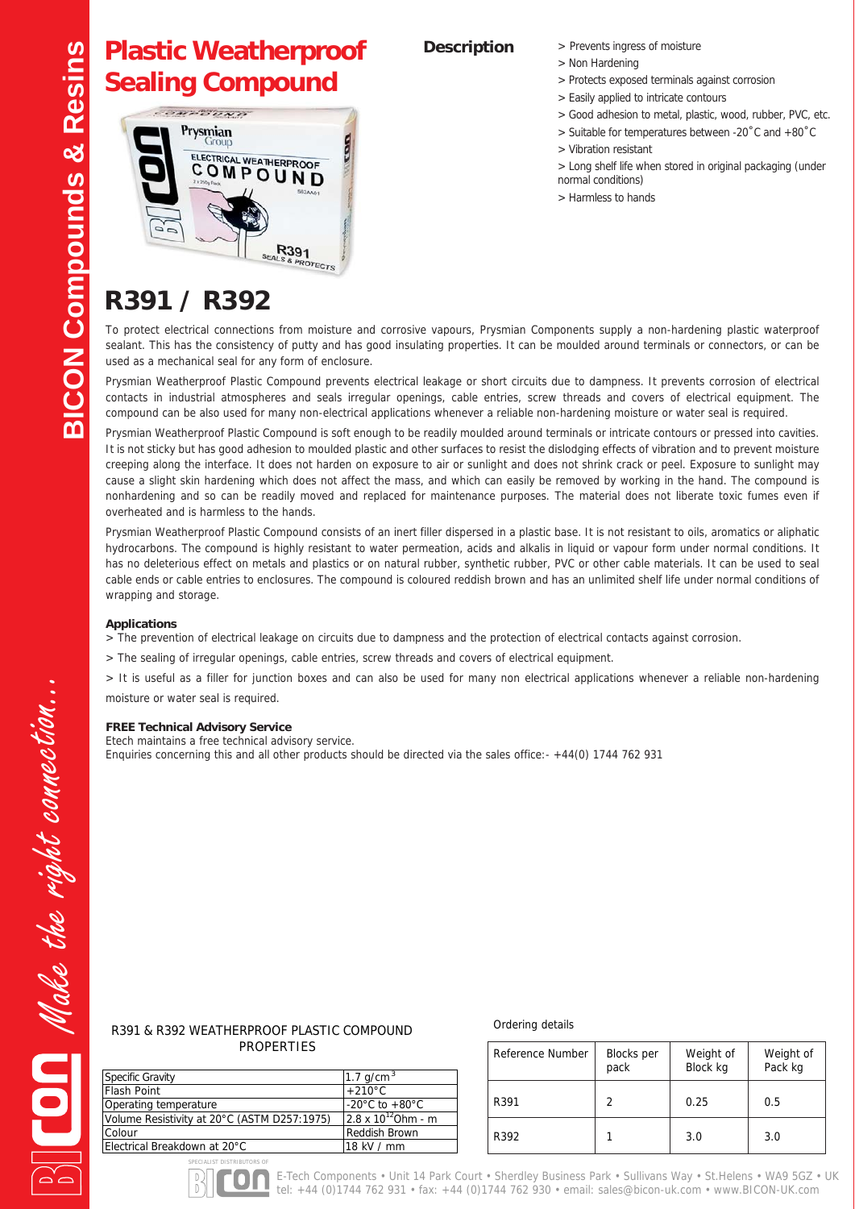# Plastic Weatherproof Sealing Compound

## Description

> Prevents ingress of moisture
> Non Hardening
> Protects exposed terminals against corrosion
> Easily applied to intricate contours
> Good adhesion to metal, plastic, wood, rubber, PVC, etc.
> Suitable for temperatures between -20˚C and +80˚C
> Vibration resistant
> Long shelf life when stored in original packaging (under normal conditions)
> Harmless to hands

# R391 / R392

To protect electrical connections from moisture and corrosive vapours, Prysmian Components supply a non-hardening plastic waterproof sealant. This has the consistency of putty and has good insulating properties. It can be moulded around terminals or connectors, or can be used as a mechanical seal for any form of enclosure.

Prysmian Weatherproof Plastic Compound prevents electrical leakage or short circuits due to dampness. It prevents corrosion of electrical contacts in industrial atmospheres and seals irregular openings, cable entries, screw threads and covers of electrical equipment. The compound can be also used for many non-electrical applications whenever a reliable non-hardening moisture or water seal is required.

Prysmian Weatherproof Plastic Compound is soft enough to be readily moulded around terminals or intricate contours or pressed into cavities. It is not sticky but has good adhesion to moulded plastic and other surfaces to resist the dislodging effects of vibration and to prevent moisture creeping along the interface. It does not harden on exposure to air or sunlight and does not shrink crack or peel. Exposure to sunlight may cause a slight skin hardening which does not affect the mass, and which can easily be removed by working in the hand. The compound is nonhardening and so can be readily moved and replaced for maintenance purposes. The material does not liberate toxic fumes even if overheated and is harmless to the hands.

Prysmian Weatherproof Plastic Compound consists of an inert filler dispersed in a plastic base. It is not resistant to oils, aromatics or aliphatic hydrocarbons. The compound is highly resistant to water permeation, acids and alkalis in liquid or vapour form under normal conditions. It has no deleterious effect on metals and plastics or on natural rubber, synthetic rubber, PVC or other cable materials. It can be used to seal cable ends or cable entries to enclosures. The compound is coloured reddish brown and has an unlimited shelf life under normal conditions of wrapping and storage.

**Applications**

> The prevention of electrical leakage on circuits due to dampness and the protection of electrical contacts against corrosion.

> The sealing of irregular openings, cable entries, screw threads and covers of electrical equipment.

> It is useful as a filler for junction boxes and can also be used for many non electrical applications whenever a reliable non-hardening moisture or water seal is required.

**FREE Technical Advisory Service**

Etech maintains a free technical advisory service.
Enquiries concerning this and all other products should be directed via the sales office:- +44(0) 1744 762 931

R391 & R392 WEATHERPROOF PLASTIC COMPOUND PROPERTIES

| Property | Value |
|---|---|
| Specific Gravity | 1.7 g/cm$^3$ |
| Flash Point | +210°C |
| Operating temperature | -20°C to +80°C |
| Volume Resistivity at 20°C (ASTM D257:1975) | $2.8 \times 10^{12}$ Ohm - m |
| Colour | Reddish Brown |
| Electrical Breakdown at 20°C | 18 kV / mm |

Ordering details

| Reference Number | Blocks per pack | Weight of Block kg | Weight of Pack kg |
|---|---|---|---|
| R391 | 2 | 0.25 | 0.5 |
| R392 | 1 | 3.0 | 3.0 |

E-Tech Components • Unit 14 Park Court • Sherdley Business Park • Sullivans Way • St.Helens • WA9 5GZ • UK
tel: +44 (0)1744 762 931 • fax: +44 (0)1744 762 930 • email: sales@bicon-uk.com • www.BICON-UK.com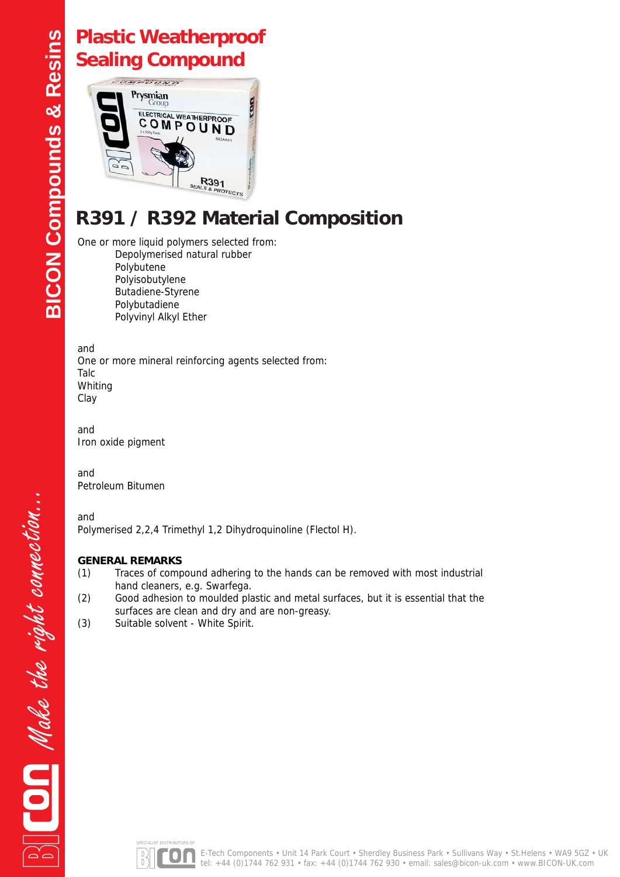# Plastic Weatherproof Sealing Compound

## R391 / R392 Material Composition

One or more liquid polymers selected from:

- Depolymerised natural rubber
- Polybutene
- Polyisobutylene
- Butadiene-Styrene
- Polybutadiene
- Polyvinyl Alkyl Ether

and

One or more mineral reinforcing agents selected from:

Talc
Whiting
Clay

and

Iron oxide pigment

and

Petroleum Bitumen

and

Polymerised 2,2,4 Trimethyl 1,2 Dihydroquinoline (Flectol H).

**GENERAL REMARKS**

(1) Traces of compound adhering to the hands can be removed with most industrial hand cleaners, e.g. Swarfega.

(2) Good adhesion to moulded plastic and metal surfaces, but it is essential that the surfaces are clean and dry and are non-greasy.

(3) Suitable solvent - White Spirit.

SPECIALIST DISTRIBUTORS OF BICON

E-Tech Components • Unit 14 Park Court • Sherdley Business Park • Sullivans Way • St.Helens • WA9 5GZ • UK
tel: +44 (0)1744 762 931 • fax: +44 (0)1744 762 930 • email: sales@bicon-uk.com • www.BICON-UK.com